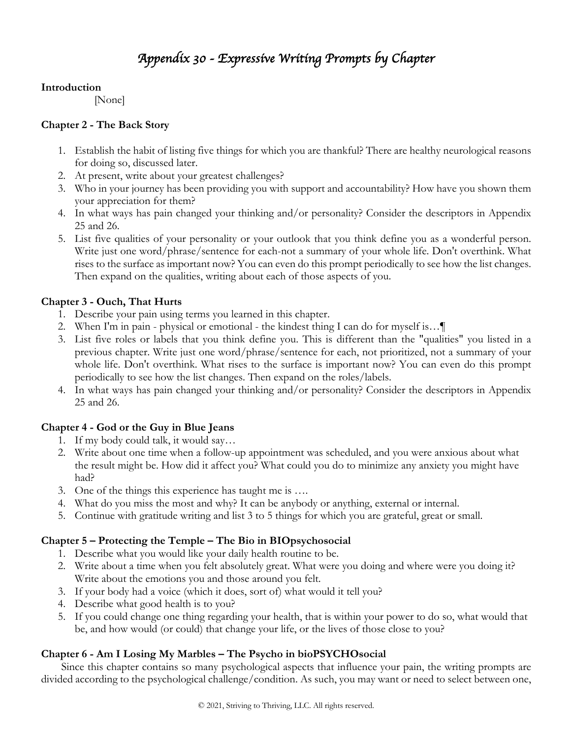# *Appendix 30 - Expressive Writing Prompts by Chapter*

**Introduction**

[None]

**Chapter 2 - The Back Story**

1. Establish the habit of listing five things for which you are thankful? There are healthy neurological reasons for doing so, discussed later.
2. At present, write about your greatest challenges?
3. Who in your journey has been providing you with support and accountability? How have you shown them your appreciation for them?
4. In what ways has pain changed your thinking and/or personality? Consider the descriptors in Appendix 25 and 26.
5. List five qualities of your personality or your outlook that you think define you as a wonderful person. Write just one word/phrase/sentence for each-not a summary of your whole life. Don't overthink. What rises to the surface as important now? You can even do this prompt periodically to see how the list changes. Then expand on the qualities, writing about each of those aspects of you.

**Chapter 3 - Ouch, That Hurts**

1. Describe your pain using terms you learned in this chapter.
2. When I'm in pain - physical or emotional - the kindest thing I can do for myself is…¶
3. List five roles or labels that you think define you. This is different than the "qualities" you listed in a previous chapter. Write just one word/phrase/sentence for each, not prioritized, not a summary of your whole life. Don't overthink. What rises to the surface is important now? You can even do this prompt periodically to see how the list changes. Then expand on the roles/labels.
4. In what ways has pain changed your thinking and/or personality? Consider the descriptors in Appendix 25 and 26.

**Chapter 4 - God or the Guy in Blue Jeans**

1. If my body could talk, it would say…
2. Write about one time when a follow-up appointment was scheduled, and you were anxious about what the result might be. How did it affect you? What could you do to minimize any anxiety you might have had?
3. One of the things this experience has taught me is ….
4. What do you miss the most and why? It can be anybody or anything, external or internal.
5. Continue with gratitude writing and list 3 to 5 things for which you are grateful, great or small.

**Chapter 5 – Protecting the Temple – The Bio in BIOpsychosocial**

1. Describe what you would like your daily health routine to be.
2. Write about a time when you felt absolutely great. What were you doing and where were you doing it? Write about the emotions you and those around you felt.
3. If your body had a voice (which it does, sort of) what would it tell you?
4. Describe what good health is to you?
5. If you could change one thing regarding your health, that is within your power to do so, what would that be, and how would (or could) that change your life, or the lives of those close to you?

**Chapter 6 - Am I Losing My Marbles – The Psycho in bioPSYCHOsocial**

Since this chapter contains so many psychological aspects that influence your pain, the writing prompts are divided according to the psychological challenge/condition. As such, you may want or need to select between one,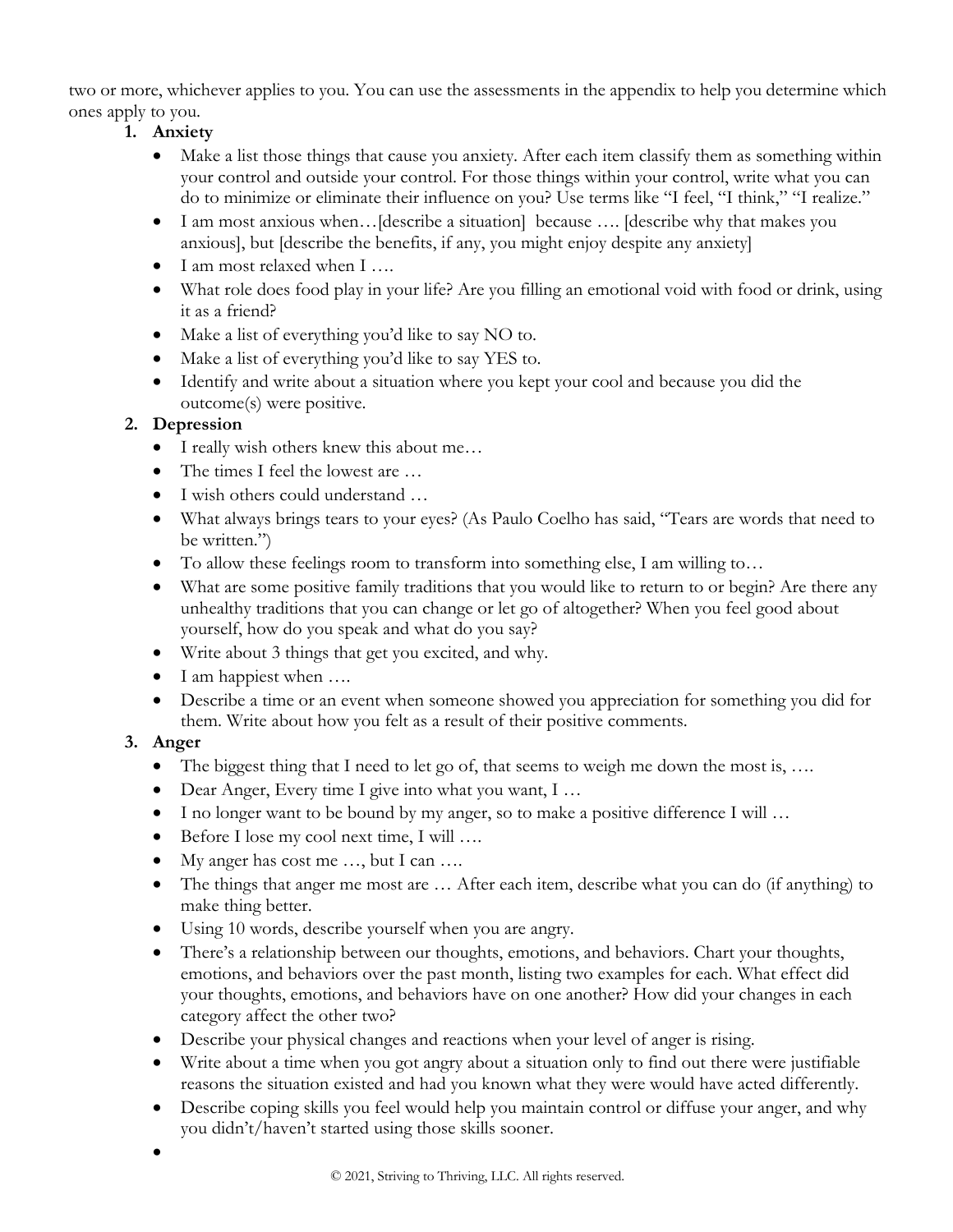two or more, whichever applies to you. You can use the assessments in the appendix to help you determine which ones apply to you.

1. **Anxiety**
   - Make a list those things that cause you anxiety. After each item classify them as something within your control and outside your control. For those things within your control, write what you can do to minimize or eliminate their influence on you? Use terms like "I feel, "I think," "I realize."
   - I am most anxious when…[describe a situation] because …. [describe why that makes you anxious], but [describe the benefits, if any, you might enjoy despite any anxiety]
   - I am most relaxed when I ….
   - What role does food play in your life? Are you filling an emotional void with food or drink, using it as a friend?
   - Make a list of everything you'd like to say NO to.
   - Make a list of everything you'd like to say YES to.
   - Identify and write about a situation where you kept your cool and because you did the outcome(s) were positive.
2. **Depression**
   - I really wish others knew this about me…
   - The times I feel the lowest are …
   - I wish others could understand …
   - What always brings tears to your eyes? (As Paulo Coelho has said, "Tears are words that need to be written.")
   - To allow these feelings room to transform into something else, I am willing to…
   - What are some positive family traditions that you would like to return to or begin? Are there any unhealthy traditions that you can change or let go of altogether? When you feel good about yourself, how do you speak and what do you say?
   - Write about 3 things that get you excited, and why.
   - I am happiest when ….
   - Describe a time or an event when someone showed you appreciation for something you did for them. Write about how you felt as a result of their positive comments.
3. **Anger**
   - The biggest thing that I need to let go of, that seems to weigh me down the most is, ….
   - Dear Anger, Every time I give into what you want, I …
   - I no longer want to be bound by my anger, so to make a positive difference I will …
   - Before I lose my cool next time, I will ….
   - My anger has cost me …, but I can ….
   - The things that anger me most are … After each item, describe what you can do (if anything) to make thing better.
   - Using 10 words, describe yourself when you are angry.
   - There's a relationship between our thoughts, emotions, and behaviors. Chart your thoughts, emotions, and behaviors over the past month, listing two examples for each. What effect did your thoughts, emotions, and behaviors have on one another? How did your changes in each category affect the other two?
   - Describe your physical changes and reactions when your level of anger is rising.
   - Write about a time when you got angry about a situation only to find out there were justifiable reasons the situation existed and had you known what they were would have acted differently.
   - Describe coping skills you feel would help you maintain control or diffuse your anger, and why you didn't/haven't started using those skills sooner.
   - 

© 2021, Striving to Thriving, LLC. All rights reserved.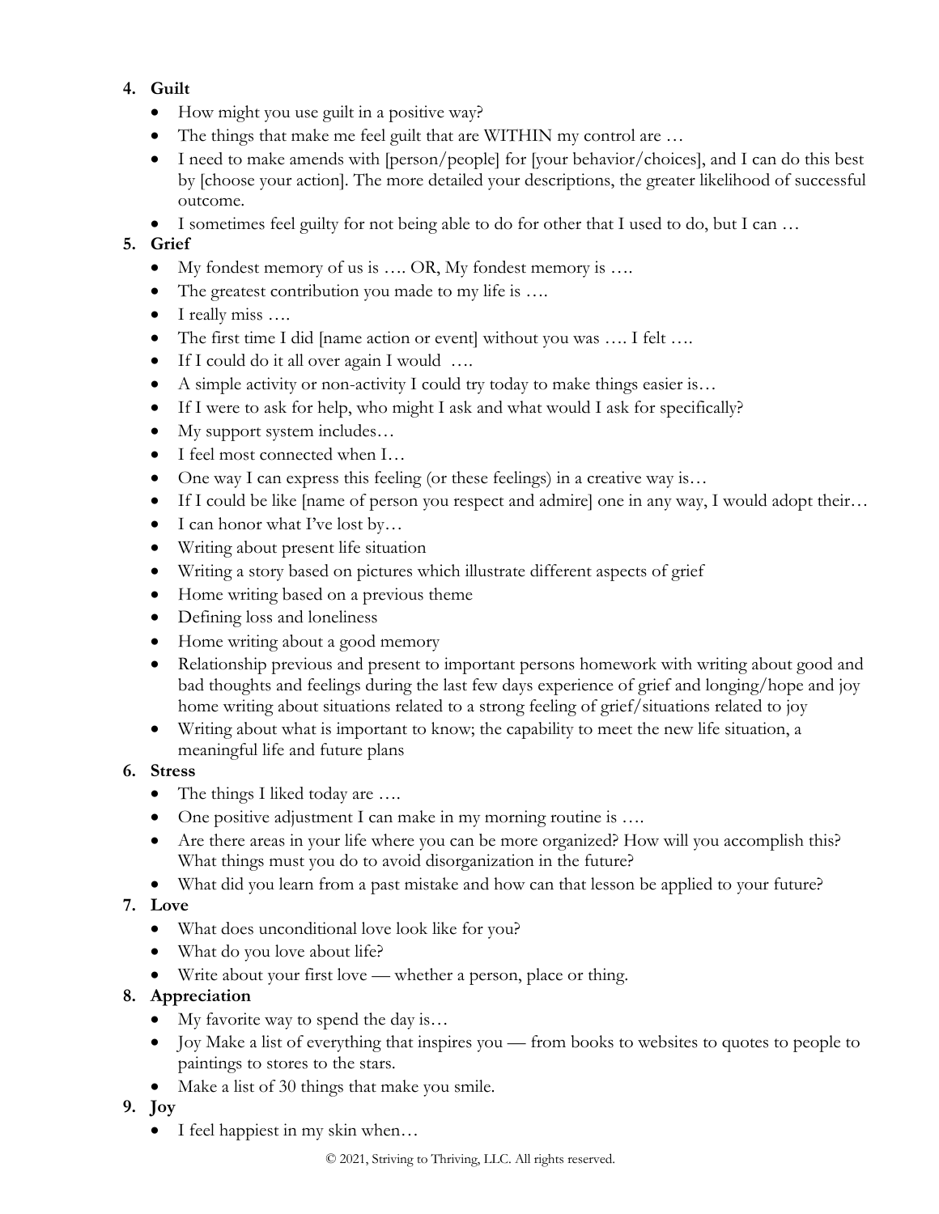4. **Guilt**
    - How might you use guilt in a positive way?
    - The things that make me feel guilt that are WITHIN my control are …
    - I need to make amends with [person/people] for [your behavior/choices], and I can do this best by [choose your action]. The more detailed your descriptions, the greater likelihood of successful outcome.
    - I sometimes feel guilty for not being able to do for other that I used to do, but I can …
5. **Grief**
    - My fondest memory of us is …. OR, My fondest memory is ….
    - The greatest contribution you made to my life is ….
    - I really miss ….
    - The first time I did [name action or event] without you was …. I felt ….
    - If I could do it all over again I would ….
    - A simple activity or non-activity I could try today to make things easier is…
    - If I were to ask for help, who might I ask and what would I ask for specifically?
    - My support system includes…
    - I feel most connected when I…
    - One way I can express this feeling (or these feelings) in a creative way is…
    - If I could be like [name of person you respect and admire] one in any way, I would adopt their…
    - I can honor what I've lost by…
    - Writing about present life situation
    - Writing a story based on pictures which illustrate different aspects of grief
    - Home writing based on a previous theme
    - Defining loss and loneliness
    - Home writing about a good memory
    - Relationship previous and present to important persons homework with writing about good and bad thoughts and feelings during the last few days experience of grief and longing/hope and joy home writing about situations related to a strong feeling of grief/situations related to joy
    - Writing about what is important to know; the capability to meet the new life situation, a meaningful life and future plans
6. **Stress**
    - The things I liked today are ….
    - One positive adjustment I can make in my morning routine is ….
    - Are there areas in your life where you can be more organized? How will you accomplish this? What things must you do to avoid disorganization in the future?
    - What did you learn from a past mistake and how can that lesson be applied to your future?
7. **Love**
    - What does unconditional love look like for you?
    - What do you love about life?
    - Write about your first love — whether a person, place or thing.
8. **Appreciation**
    - My favorite way to spend the day is…
    - Joy Make a list of everything that inspires you — from books to websites to quotes to people to paintings to stores to the stars.
    - Make a list of 30 things that make you smile.
9. **Joy**
    - I feel happiest in my skin when…

© 2021, Striving to Thriving, LLC. All rights reserved.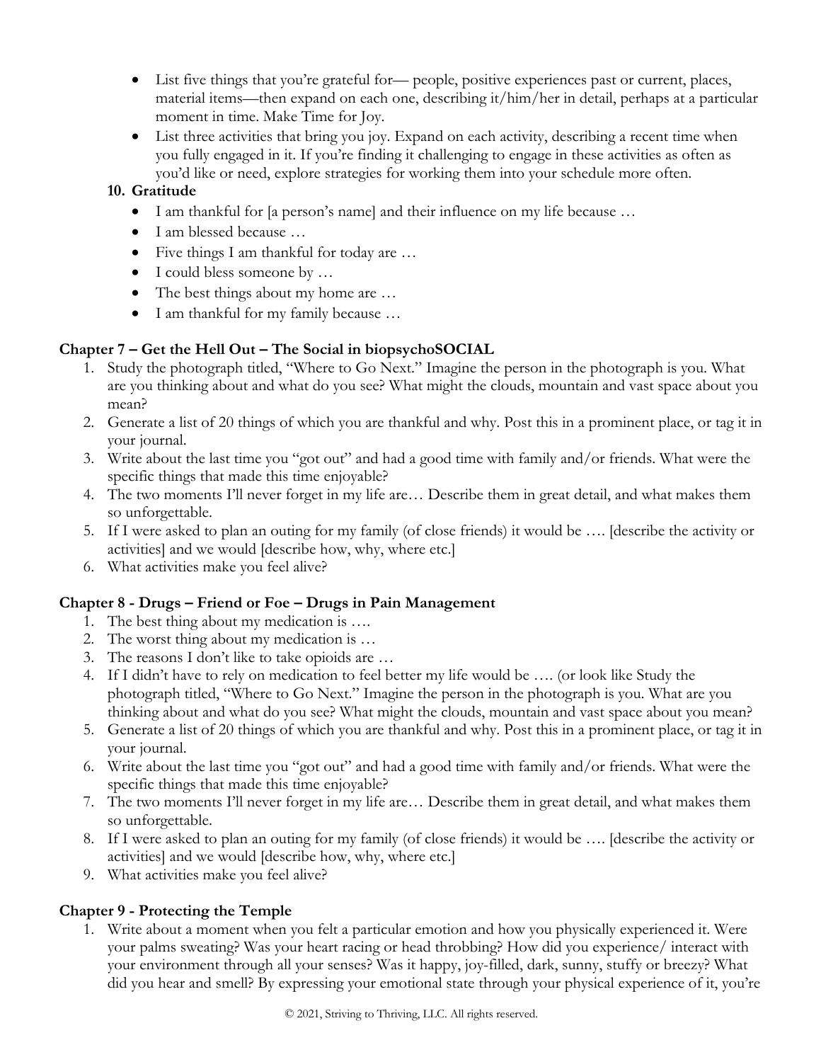- List five things that you're grateful for— people, positive experiences past or current, places, material items—then expand on each one, describing it/him/her in detail, perhaps at a particular moment in time. Make Time for Joy.
- List three activities that bring you joy. Expand on each activity, describing a recent time when you fully engaged in it. If you're finding it challenging to engage in these activities as often as you'd like or need, explore strategies for working them into your schedule more often.

**10. Gratitude**

- I am thankful for [a person's name] and their influence on my life because …
- I am blessed because …
- Five things I am thankful for today are …
- I could bless someone by …
- The best things about my home are …
- I am thankful for my family because …

### Chapter 7 – Get the Hell Out – The Social in biopsychoSOCIAL

1. Study the photograph titled, "Where to Go Next." Imagine the person in the photograph is you. What are you thinking about and what do you see? What might the clouds, mountain and vast space about you mean?
2. Generate a list of 20 things of which you are thankful and why. Post this in a prominent place, or tag it in your journal.
3. Write about the last time you "got out" and had a good time with family and/or friends. What were the specific things that made this time enjoyable?
4. The two moments I'll never forget in my life are… Describe them in great detail, and what makes them so unforgettable.
5. If I were asked to plan an outing for my family (of close friends) it would be …. [describe the activity or activities] and we would [describe how, why, where etc.]
6. What activities make you feel alive?

### Chapter 8 - Drugs – Friend or Foe – Drugs in Pain Management

1. The best thing about my medication is ….
2. The worst thing about my medication is …
3. The reasons I don't like to take opioids are …
4. If I didn't have to rely on medication to feel better my life would be …. (or look like Study the photograph titled, "Where to Go Next." Imagine the person in the photograph is you. What are you thinking about and what do you see? What might the clouds, mountain and vast space about you mean?
5. Generate a list of 20 things of which you are thankful and why. Post this in a prominent place, or tag it in your journal.
6. Write about the last time you "got out" and had a good time with family and/or friends. What were the specific things that made this time enjoyable?
7. The two moments I'll never forget in my life are… Describe them in great detail, and what makes them so unforgettable.
8. If I were asked to plan an outing for my family (of close friends) it would be …. [describe the activity or activities] and we would [describe how, why, where etc.]
9. What activities make you feel alive?

### Chapter 9 - Protecting the Temple

1. Write about a moment when you felt a particular emotion and how you physically experienced it. Were your palms sweating? Was your heart racing or head throbbing? How did you experience/ interact with your environment through all your senses? Was it happy, joy-filled, dark, sunny, stuffy or breezy? What did you hear and smell? By expressing your emotional state through your physical experience of it, you're

© 2021, Striving to Thriving, LLC. All rights reserved.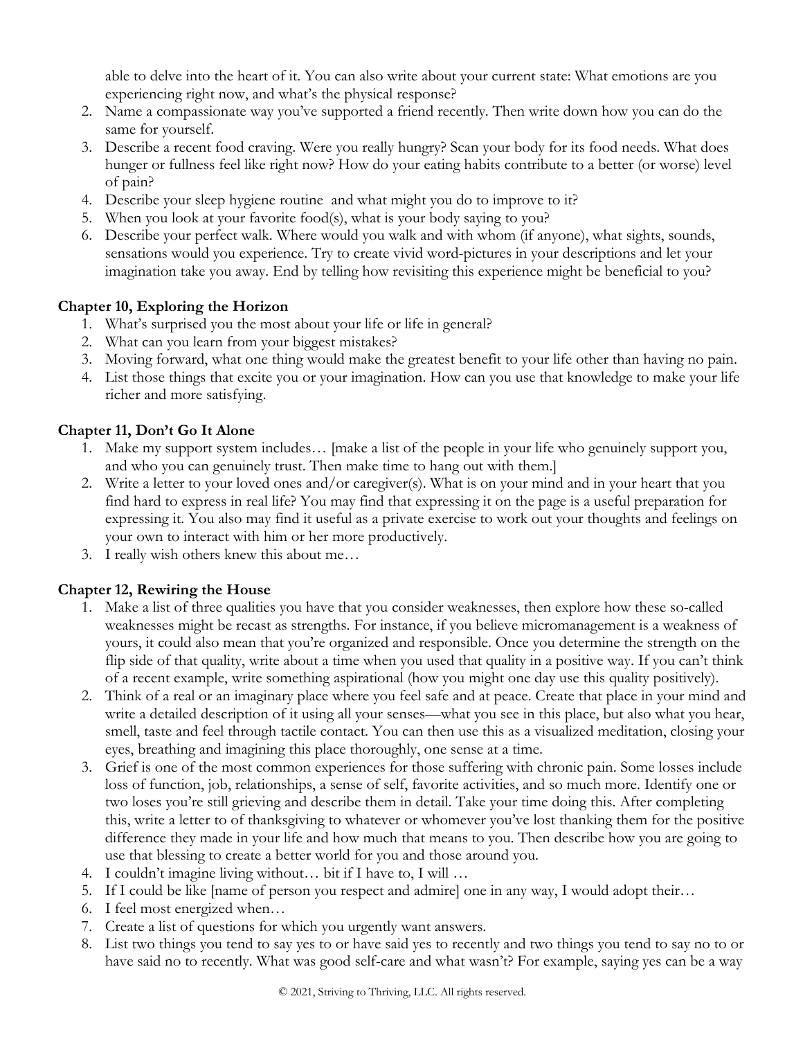able to delve into the heart of it. You can also write about your current state: What emotions are you experiencing right now, and what's the physical response?

2. Name a compassionate way you've supported a friend recently. Then write down how you can do the same for yourself.
3. Describe a recent food craving. Were you really hungry? Scan your body for its food needs. What does hunger or fullness feel like right now? How do your eating habits contribute to a better (or worse) level of pain?
4. Describe your sleep hygiene routine  and what might you do to improve to it?
5. When you look at your favorite food(s), what is your body saying to you?
6. Describe your perfect walk. Where would you walk and with whom (if anyone), what sights, sounds, sensations would you experience. Try to create vivid word-pictures in your descriptions and let your imagination take you away. End by telling how revisiting this experience might be beneficial to you?

### Chapter 10, Exploring the Horizon

1. What's surprised you the most about your life or life in general?
2. What can you learn from your biggest mistakes?
3. Moving forward, what one thing would make the greatest benefit to your life other than having no pain.
4. List those things that excite you or your imagination. How can you use that knowledge to make your life richer and more satisfying.

### Chapter 11, Don't Go It Alone

1. Make my support system includes… [make a list of the people in your life who genuinely support you, and who you can genuinely trust. Then make time to hang out with them.]
2. Write a letter to your loved ones and/or caregiver(s). What is on your mind and in your heart that you find hard to express in real life? You may find that expressing it on the page is a useful preparation for expressing it. You also may find it useful as a private exercise to work out your thoughts and feelings on your own to interact with him or her more productively.
3. I really wish others knew this about me…

### Chapter 12, Rewiring the House

1. Make a list of three qualities you have that you consider weaknesses, then explore how these so-called weaknesses might be recast as strengths. For instance, if you believe micromanagement is a weakness of yours, it could also mean that you're organized and responsible. Once you determine the strength on the flip side of that quality, write about a time when you used that quality in a positive way. If you can't think of a recent example, write something aspirational (how you might one day use this quality positively).
2. Think of a real or an imaginary place where you feel safe and at peace. Create that place in your mind and write a detailed description of it using all your senses—what you see in this place, but also what you hear, smell, taste and feel through tactile contact. You can then use this as a visualized meditation, closing your eyes, breathing and imagining this place thoroughly, one sense at a time.
3. Grief is one of the most common experiences for those suffering with chronic pain. Some losses include loss of function, job, relationships, a sense of self, favorite activities, and so much more. Identify one or two loses you're still grieving and describe them in detail. Take your time doing this. After completing this, write a letter to of thanksgiving to whatever or whomever you've lost thanking them for the positive difference they made in your life and how much that means to you. Then describe how you are going to use that blessing to create a better world for you and those around you.
4. I couldn't imagine living without… bit if I have to, I will …
5. If I could be like [name of person you respect and admire] one in any way, I would adopt their…
6. I feel most energized when…
7. Create a list of questions for which you urgently want answers.
8. List two things you tend to say yes to or have said yes to recently and two things you tend to say no to or have said no to recently. What was good self-care and what wasn't? For example, saying yes can be a way

© 2021, Striving to Thriving, LLC. All rights reserved.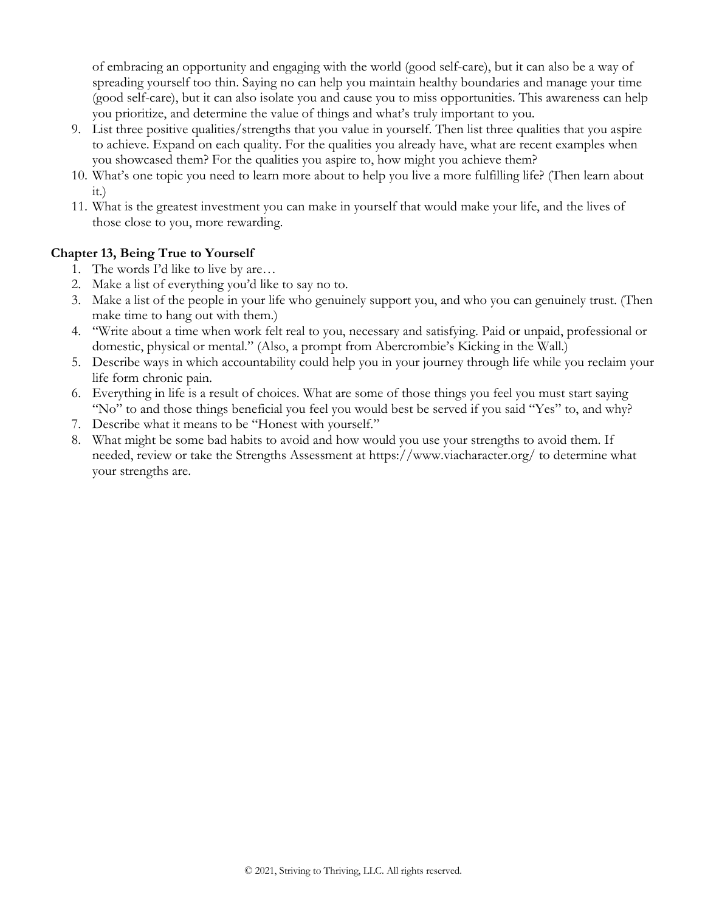of embracing an opportunity and engaging with the world (good self-care), but it can also be a way of spreading yourself too thin. Saying no can help you maintain healthy boundaries and manage your time (good self-care), but it can also isolate you and cause you to miss opportunities. This awareness can help you prioritize, and determine the value of things and what's truly important to you.

9. List three positive qualities/strengths that you value in yourself. Then list three qualities that you aspire to achieve. Expand on each quality. For the qualities you already have, what are recent examples when you showcased them? For the qualities you aspire to, how might you achieve them?
10. What's one topic you need to learn more about to help you live a more fulfilling life? (Then learn about it.)
11. What is the greatest investment you can make in yourself that would make your life, and the lives of those close to you, more rewarding.

**Chapter 13, Being True to Yourself**

1. The words I'd like to live by are…
2. Make a list of everything you'd like to say no to.
3. Make a list of the people in your life who genuinely support you, and who you can genuinely trust. (Then make time to hang out with them.)
4. "Write about a time when work felt real to you, necessary and satisfying. Paid or unpaid, professional or domestic, physical or mental." (Also, a prompt from Abercrombie's Kicking in the Wall.)
5. Describe ways in which accountability could help you in your journey through life while you reclaim your life form chronic pain.
6. Everything in life is a result of choices. What are some of those things you feel you must start saying "No" to and those things beneficial you feel you would best be served if you said "Yes" to, and why?
7. Describe what it means to be "Honest with yourself."
8. What might be some bad habits to avoid and how would you use your strengths to avoid them. If needed, review or take the Strengths Assessment at https://www.viacharacter.org/ to determine what your strengths are.

© 2021, Striving to Thriving, LLC. All rights reserved.